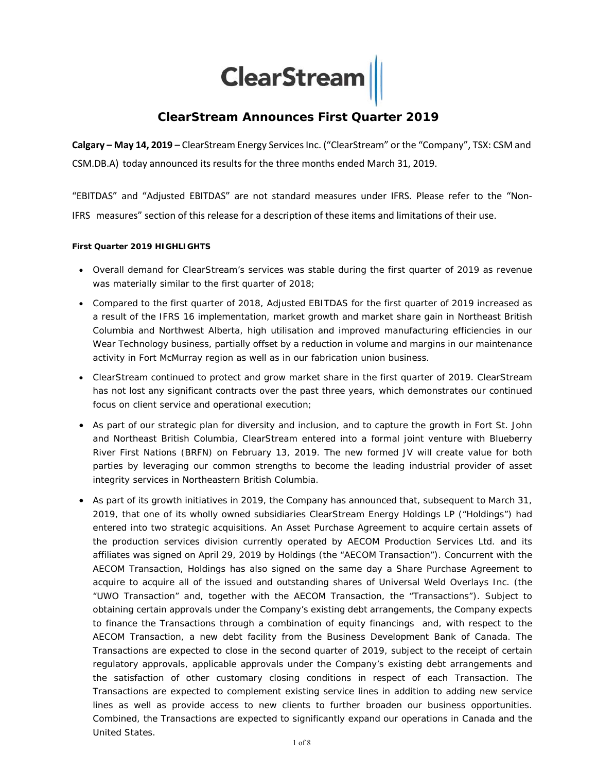# ClearStream Announces First Quarter 2019

**Calgary – May 14, 2019** – ClearStream Energy Services Inc. ("ClearStream" or the "Company", TSX: CSM and CSM.DB.A) today announced its results for the three months ended March 31, 2019.

"EBITDAS" and "Adjusted EBITDAS" are not standard measures under IFRS. Please refer to the "Non-IFRS measures" section of this release for a description of these items and limitations of their use.

**First Quarter 2019 HIGHLIGHTS**

- Overall demand for ClearStream's services was stable during the first quarter of 2019 as revenue was materially similar to the first quarter of 2018;
- Compared to the first quarter of 2018, Adjusted EBITDAS for the first quarter of 2019 increased as a result of the IFRS 16 implementation, market growth and market share gain in Northeast British Columbia and Northwest Alberta, high utilisation and improved manufacturing efficiencies in our Wear Technology business, partially offset by a reduction in volume and margins in our maintenance activity in Fort McMurray region as well as in our fabrication union business.
- ClearStream continued to protect and grow market share in the first quarter of 2019. ClearStream has not lost any significant contracts over the past three years, which demonstrates our continued focus on client service and operational execution;
- As part of our strategic plan for diversity and inclusion, and to capture the growth in Fort St. John and Northeast British Columbia, ClearStream entered into a formal joint venture with Blueberry River First Nations (BRFN) on February 13, 2019. The new formed JV will create value for both parties by leveraging our common strengths to become the leading industrial provider of asset integrity services in Northeastern British Columbia.
- As part of its growth initiatives in 2019, the Company has announced that, subsequent to March 31, 2019, that one of its wholly owned subsidiaries ClearStream Energy Holdings LP ("Holdings") had entered into two strategic acquisitions. An Asset Purchase Agreement to acquire certain assets of the production services division currently operated by AECOM Production Services Ltd. and its affiliates was signed on April 29, 2019 by Holdings (the "AECOM Transaction"). Concurrent with the AECOM Transaction, Holdings has also signed on the same day a Share Purchase Agreement to acquire to acquire all of the issued and outstanding shares of Universal Weld Overlays Inc. (the "UWO Transaction" and, together with the AECOM Transaction, the "Transactions"). Subject to obtaining certain approvals under the Company's existing debt arrangements, the Company expects to finance the Transactions through a combination of equity financings and, with respect to the AECOM Transaction, a new debt facility from the Business Development Bank of Canada. The Transactions are expected to close in the second quarter of 2019, subject to the receipt of certain regulatory approvals, applicable approvals under the Company's existing debt arrangements and the satisfaction of other customary closing conditions in respect of each Transaction. The Transactions are expected to complement existing service lines in addition to adding new service lines as well as provide access to new clients to further broaden our business opportunities. Combined, the Transactions are expected to significantly expand our operations in Canada and the United States.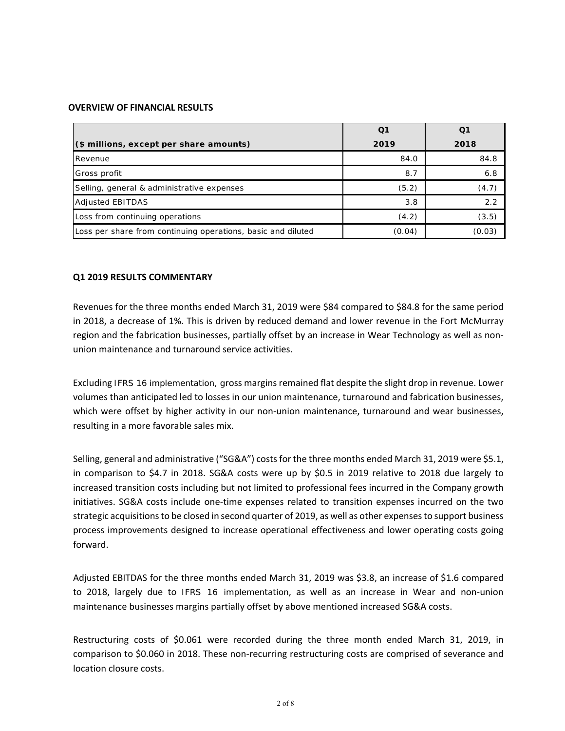**OVERVIEW OF FINANCIAL RESULTS**

| ($ millions, except per share amounts) | Q1 2019 | Q1 2018 |
|---|---|---|
| Revenue | 84.0 | 84.8 |
| Gross profit | 8.7 | 6.8 |
| Selling, general & administrative expenses | (5.2) | (4.7) |
| Adjusted EBITDAS | 3.8 | 2.2 |
| Loss from continuing operations | (4.2) | (3.5) |
| Loss per share from continuing operations, basic and diluted | (0.04) | (0.03) |

**Q1 2019 RESULTS COMMENTARY**

Revenues for the three months ended March 31, 2019 were $84 compared to $84.8 for the same period in 2018, a decrease of 1%. This is driven by reduced demand and lower revenue in the Fort McMurray region and the fabrication businesses, partially offset by an increase in Wear Technology as well as non-union maintenance and turnaround service activities.

Excluding IFRS 16 implementation, gross margins remained flat despite the slight drop in revenue. Lower volumes than anticipated led to losses in our union maintenance, turnaround and fabrication businesses, which were offset by higher activity in our non-union maintenance, turnaround and wear businesses, resulting in a more favorable sales mix.

Selling, general and administrative ("SG&A") costs for the three months ended March 31, 2019 were $5.1, in comparison to $4.7 in 2018. SG&A costs were up by $0.5 in 2019 relative to 2018 due largely to increased transition costs including but not limited to professional fees incurred in the Company growth initiatives. SG&A costs include one-time expenses related to transition expenses incurred on the two strategic acquisitions to be closed in second quarter of 2019, as well as other expenses to support business process improvements designed to increase operational effectiveness and lower operating costs going forward.

Adjusted EBITDAS for the three months ended March 31, 2019 was $3.8, an increase of $1.6 compared to 2018, largely due to IFRS 16 implementation, as well as an increase in Wear and non-union maintenance businesses margins partially offset by above mentioned increased SG&A costs.

Restructuring costs of $0.061 were recorded during the three month ended March 31, 2019, in comparison to $0.060 in 2018. These non-recurring restructuring costs are comprised of severance and location closure costs.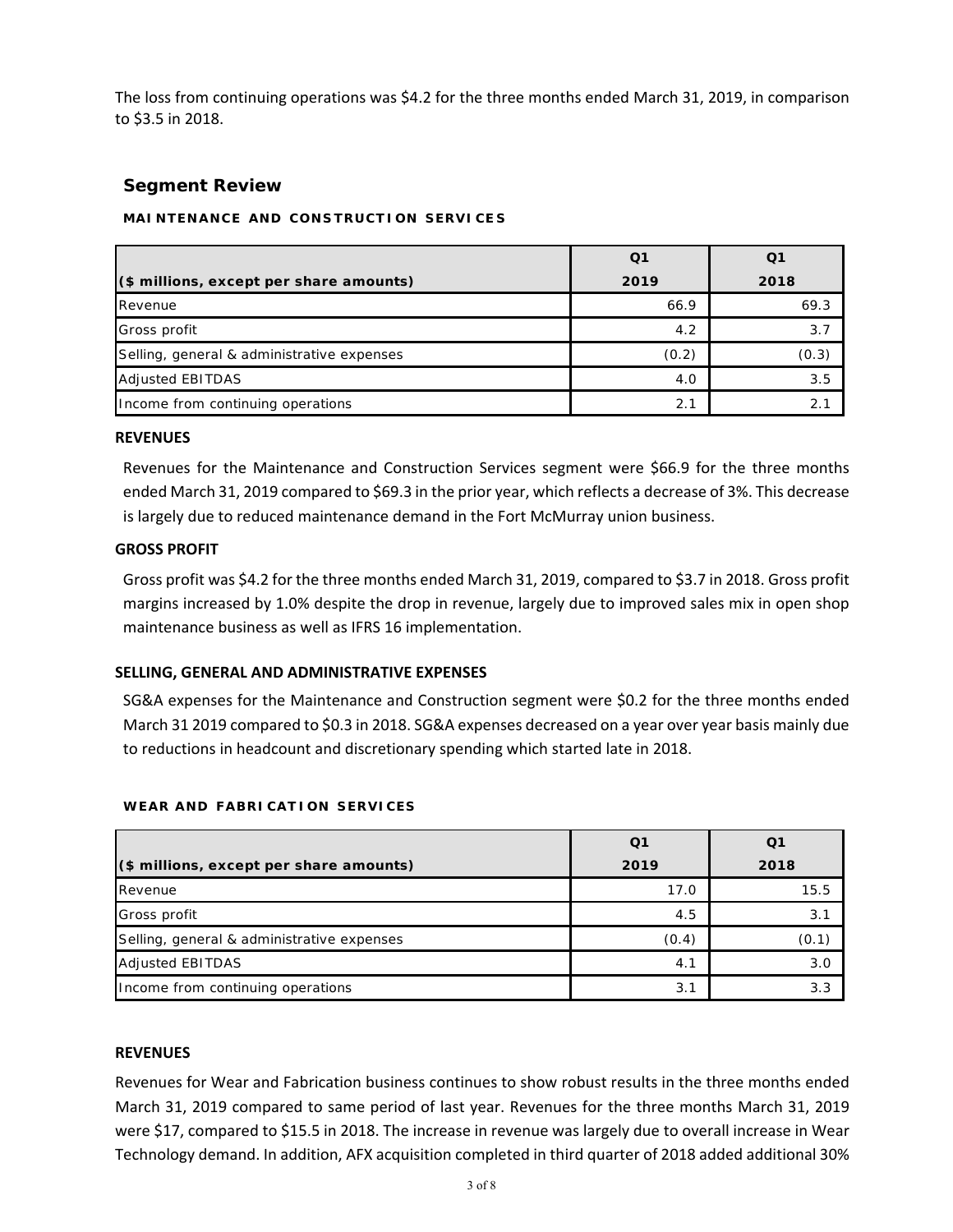The loss from continuing operations was $4.2 for the three months ended March 31, 2019, in comparison to $3.5 in 2018.

## Segment Review

### MAINTENANCE AND CONSTRUCTION SERVICES

| ($ millions, except per share amounts) | Q1 2019 | Q1 2018 |
|---|---|---|
| Revenue | 66.9 | 69.3 |
| Gross profit | 4.2 | 3.7 |
| Selling, general & administrative expenses | (0.2) | (0.3) |
| Adjusted EBITDAS | 4.0 | 3.5 |
| Income from continuing operations | 2.1 | 2.1 |

**REVENUES**

Revenues for the Maintenance and Construction Services segment were $66.9 for the three months ended March 31, 2019 compared to $69.3 in the prior year, which reflects a decrease of 3%. This decrease is largely due to reduced maintenance demand in the Fort McMurray union business.

**GROSS PROFIT**

Gross profit was $4.2 for the three months ended March 31, 2019, compared to $3.7 in 2018. Gross profit margins increased by 1.0% despite the drop in revenue, largely due to improved sales mix in open shop maintenance business as well as IFRS 16 implementation.

**SELLING, GENERAL AND ADMINISTRATIVE EXPENSES**

SG&A expenses for the Maintenance and Construction segment were $0.2 for the three months ended March 31 2019 compared to $0.3 in 2018. SG&A expenses decreased on a year over year basis mainly due to reductions in headcount and discretionary spending which started late in 2018.

### WEAR AND FABRICATION SERVICES

| ($ millions, except per share amounts) | Q1 2019 | Q1 2018 |
|---|---|---|
| Revenue | 17.0 | 15.5 |
| Gross profit | 4.5 | 3.1 |
| Selling, general & administrative expenses | (0.4) | (0.1) |
| Adjusted EBITDAS | 4.1 | 3.0 |
| Income from continuing operations | 3.1 | 3.3 |

**REVENUES**

Revenues for Wear and Fabrication business continues to show robust results in the three months ended March 31, 2019 compared to same period of last year. Revenues for the three months March 31, 2019 were $17, compared to $15.5 in 2018. The increase in revenue was largely due to overall increase in Wear Technology demand. In addition, AFX acquisition completed in third quarter of 2018 added additional 30%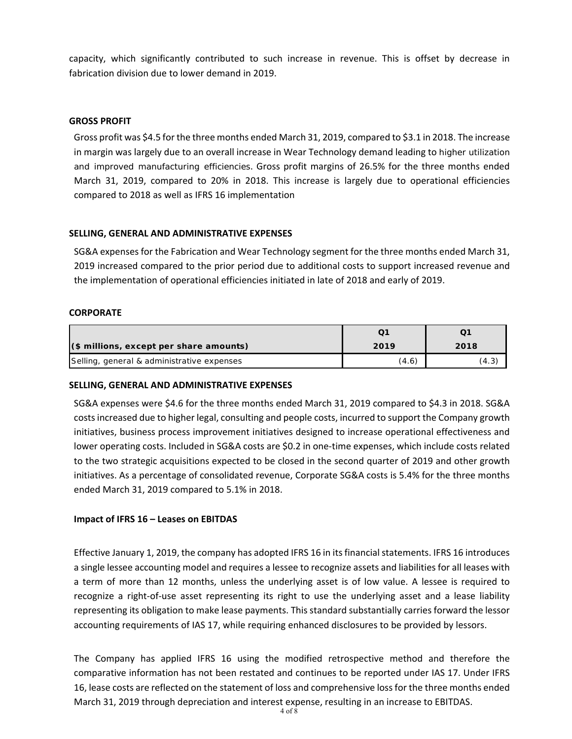capacity, which significantly contributed to such increase in revenue. This is offset by decrease in fabrication division due to lower demand in 2019.

**GROSS PROFIT**

Gross profit was $4.5 for the three months ended March 31, 2019, compared to $3.1 in 2018. The increase in margin was largely due to an overall increase in Wear Technology demand leading to higher utilization and improved manufacturing efficiencies. Gross profit margins of 26.5% for the three months ended March 31, 2019, compared to 20% in 2018. This increase is largely due to operational efficiencies compared to 2018 as well as IFRS 16 implementation

**SELLING, GENERAL AND ADMINISTRATIVE EXPENSES**

SG&A expenses for the Fabrication and Wear Technology segment for the three months ended March 31, 2019 increased compared to the prior period due to additional costs to support increased revenue and the implementation of operational efficiencies initiated in late of 2018 and early of 2019.

**CORPORATE**

| ($ millions, except per share amounts) | Q1 2019 | Q1 2018 |
|---|---|---|
| Selling, general & administrative expenses | (4.6) | (4.3) |

**SELLING, GENERAL AND ADMINISTRATIVE EXPENSES**

SG&A expenses were $4.6 for the three months ended March 31, 2019 compared to $4.3 in 2018. SG&A costs increased due to higher legal, consulting and people costs, incurred to support the Company growth initiatives, business process improvement initiatives designed to increase operational effectiveness and lower operating costs. Included in SG&A costs are $0.2 in one-time expenses, which include costs related to the two strategic acquisitions expected to be closed in the second quarter of 2019 and other growth initiatives. As a percentage of consolidated revenue, Corporate SG&A costs is 5.4% for the three months ended March 31, 2019 compared to 5.1% in 2018.

**Impact of IFRS 16 – Leases on EBITDAS**

Effective January 1, 2019, the company has adopted IFRS 16 in its financial statements. IFRS 16 introduces a single lessee accounting model and requires a lessee to recognize assets and liabilities for all leases with a term of more than 12 months, unless the underlying asset is of low value. A lessee is required to recognize a right-of-use asset representing its right to use the underlying asset and a lease liability representing its obligation to make lease payments. This standard substantially carries forward the lessor accounting requirements of IAS 17, while requiring enhanced disclosures to be provided by lessors.

The Company has applied IFRS 16 using the modified retrospective method and therefore the comparative information has not been restated and continues to be reported under IAS 17. Under IFRS 16, lease costs are reflected on the statement of loss and comprehensive loss for the three months ended March 31, 2019 through depreciation and interest expense, resulting in an increase to EBITDAS.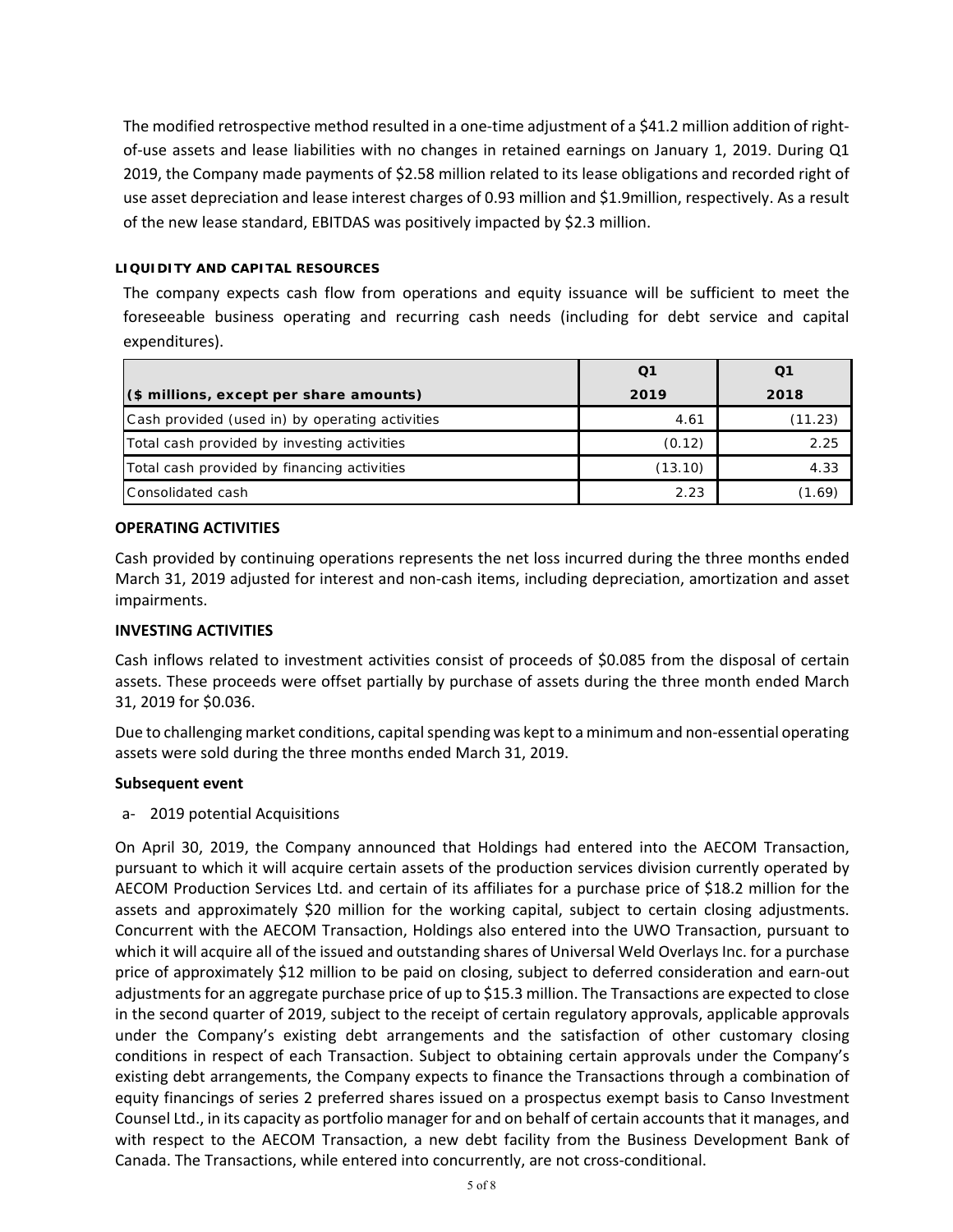The modified retrospective method resulted in a one-time adjustment of a $41.2 million addition of right-of-use assets and lease liabilities with no changes in retained earnings on January 1, 2019. During Q1 2019, the Company made payments of $2.58 million related to its lease obligations and recorded right of use asset depreciation and lease interest charges of 0.93 million and $1.9million, respectively. As a result of the new lease standard, EBITDAS was positively impacted by $2.3 million.

#### LIQUIDITY AND CAPITAL RESOURCES

The company expects cash flow from operations and equity issuance will be sufficient to meet the foreseeable business operating and recurring cash needs (including for debt service and capital expenditures).

| ($ millions, except per share amounts) | Q1 2019 | Q1 2018 |
|---|---|---|
| Cash provided (used in) by operating activities | 4.61 | (11.23) |
| Total cash provided by investing activities | (0.12) | 2.25 |
| Total cash provided by financing activities | (13.10) | 4.33 |
| Consolidated cash | 2.23 | (1.69) |

#### OPERATING ACTIVITIES

Cash provided by continuing operations represents the net loss incurred during the three months ended March 31, 2019 adjusted for interest and non-cash items, including depreciation, amortization and asset impairments.

#### INVESTING ACTIVITIES

Cash inflows related to investment activities consist of proceeds of $0.085 from the disposal of certain assets. These proceeds were offset partially by purchase of assets during the three month ended March 31, 2019 for $0.036.

Due to challenging market conditions, capital spending was kept to a minimum and non-essential operating assets were sold during the three months ended March 31, 2019.

#### Subsequent event

a- 2019 potential Acquisitions

On April 30, 2019, the Company announced that Holdings had entered into the AECOM Transaction, pursuant to which it will acquire certain assets of the production services division currently operated by AECOM Production Services Ltd. and certain of its affiliates for a purchase price of $18.2 million for the assets and approximately $20 million for the working capital, subject to certain closing adjustments. Concurrent with the AECOM Transaction, Holdings also entered into the UWO Transaction, pursuant to which it will acquire all of the issued and outstanding shares of Universal Weld Overlays Inc. for a purchase price of approximately $12 million to be paid on closing, subject to deferred consideration and earn-out adjustments for an aggregate purchase price of up to $15.3 million. The Transactions are expected to close in the second quarter of 2019, subject to the receipt of certain regulatory approvals, applicable approvals under the Company's existing debt arrangements and the satisfaction of other customary closing conditions in respect of each Transaction. Subject to obtaining certain approvals under the Company's existing debt arrangements, the Company expects to finance the Transactions through a combination of equity financings of series 2 preferred shares issued on a prospectus exempt basis to Canso Investment Counsel Ltd., in its capacity as portfolio manager for and on behalf of certain accounts that it manages, and with respect to the AECOM Transaction, a new debt facility from the Business Development Bank of Canada. The Transactions, while entered into concurrently, are not cross-conditional.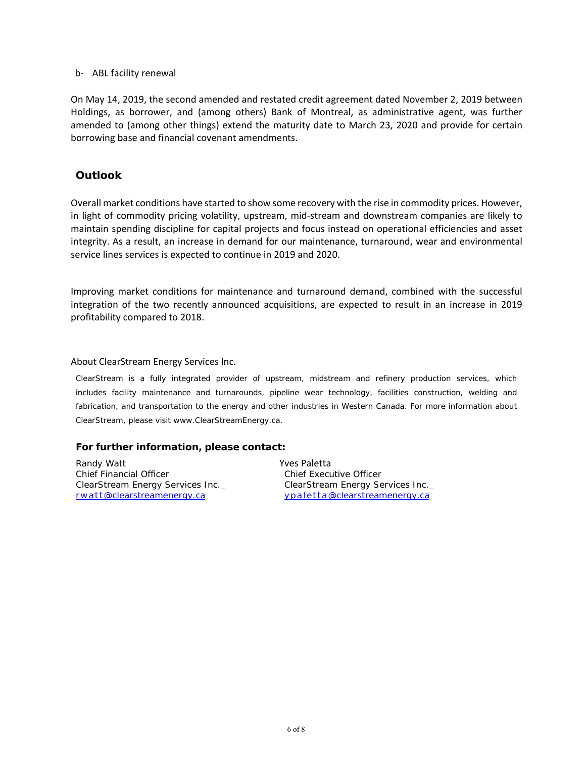b- ABL facility renewal

On May 14, 2019, the second amended and restated credit agreement dated November 2, 2019 between Holdings, as borrower, and (among others) Bank of Montreal, as administrative agent, was further amended to (among other things) extend the maturity date to March 23, 2020 and provide for certain borrowing base and financial covenant amendments.

## Outlook

Overall market conditions have started to show some recovery with the rise in commodity prices. However, in light of commodity pricing volatility, upstream, mid-stream and downstream companies are likely to maintain spending discipline for capital projects and focus instead on operational efficiencies and asset integrity. As a result, an increase in demand for our maintenance, turnaround, wear and environmental service lines services is expected to continue in 2019 and 2020.

Improving market conditions for maintenance and turnaround demand, combined with the successful integration of the two recently announced acquisitions, are expected to result in an increase in 2019 profitability compared to 2018.

About ClearStream Energy Services Inc.

ClearStream is a fully integrated provider of upstream, midstream and refinery production services, which includes facility maintenance and turnarounds, pipeline wear technology, facilities construction, welding and fabrication, and transportation to the energy and other industries in Western Canada. For more information about ClearStream, please visit www.ClearStreamEnergy.ca.

**For further information, please contact:**

Randy Watt
Chief Financial Officer
ClearStream Energy Services Inc.
rwatt@clearstreamenergy.ca

Yves Paletta
Chief Executive Officer
ClearStream Energy Services Inc.
ypaletta@clearstreamenergy.ca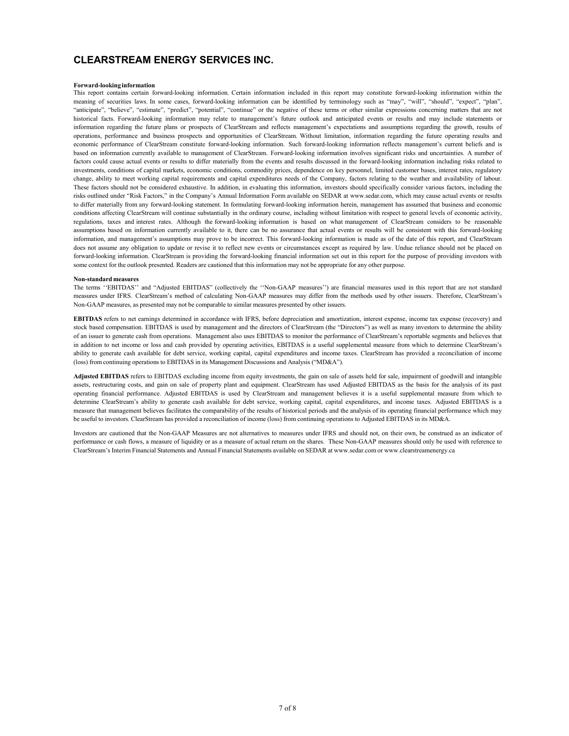# CLEARSTREAM ENERGY SERVICES INC.

**Forward-looking information**

This report contains certain forward-looking information. Certain information included in this report may constitute forward-looking information within the meaning of securities laws. In some cases, forward-looking information can be identified by terminology such as "may", "will", "should", "expect", "plan", "anticipate", "believe", "estimate", "predict", "potential", "continue" or the negative of these terms or other similar expressions concerning matters that are not historical facts. Forward-looking information may relate to management's future outlook and anticipated events or results and may include statements or information regarding the future plans or prospects of ClearStream and reflects management's expectations and assumptions regarding the growth, results of operations, performance and business prospects and opportunities of ClearStream. Without limitation, information regarding the future operating results and economic performance of ClearStream constitute forward-looking information. Such forward-looking information reflects management's current beliefs and is based on information currently available to management of ClearStream. Forward-looking information involves significant risks and uncertainties. A number of factors could cause actual events or results to differ materially from the events and results discussed in the forward-looking information including risks related to investments, conditions of capital markets, economic conditions, commodity prices, dependence on key personnel, limited customer bases, interest rates, regulatory change, ability to meet working capital requirements and capital expenditures needs of the Company, factors relating to the weather and availability of labour. These factors should not be considered exhaustive. In addition, in evaluating this information, investors should specifically consider various factors, including the risks outlined under "Risk Factors," in the Company's Annual Information Form available on SEDAR at www.sedar.com, which may cause actual events or results to differ materially from any forward-looking statement. In formulating forward-looking information herein, management has assumed that business and economic conditions affecting ClearStream will continue substantially in the ordinary course, including without limitation with respect to general levels of economic activity, regulations, taxes and interest rates. Although the forward-looking information is based on what management of ClearStream considers to be reasonable assumptions based on information currently available to it, there can be no assurance that actual events or results will be consistent with this forward-looking information, and management's assumptions may prove to be incorrect. This forward-looking information is made as of the date of this report, and ClearStream does not assume any obligation to update or revise it to reflect new events or circumstances except as required by law. Undue reliance should not be placed on forward-looking information. ClearStream is providing the forward-looking financial information set out in this report for the purpose of providing investors with some context for the outlook presented. Readers are cautioned that this information may not be appropriate for any other purpose.

**Non-standard measures**

The terms ''EBITDAS'' and "Adjusted EBITDAS" (collectively the ''Non-GAAP measures'') are financial measures used in this report that are not standard measures under IFRS. ClearStream's method of calculating Non-GAAP measures may differ from the methods used by other issuers. Therefore, ClearStream's Non-GAAP measures, as presented may not be comparable to similar measures presented by other issuers.

**EBITDAS** refers to net earnings determined in accordance with IFRS, before depreciation and amortization, interest expense, income tax expense (recovery) and stock based compensation. EBITDAS is used by management and the directors of ClearStream (the "Directors") as well as many investors to determine the ability of an issuer to generate cash from operations. Management also uses EBITDAS to monitor the performance of ClearStream's reportable segments and believes that in addition to net income or loss and cash provided by operating activities, EBITDAS is a useful supplemental measure from which to determine ClearStream's ability to generate cash available for debt service, working capital, capital expenditures and income taxes. ClearStream has provided a reconciliation of income (loss) from continuing operations to EBITDAS in its Management Discussions and Analysis ("MD&A").

**Adjusted EBITDAS** refers to EBITDAS excluding income from equity investments, the gain on sale of assets held for sale, impairment of goodwill and intangible assets, restructuring costs, and gain on sale of property plant and equipment. ClearStream has used Adjusted EBITDAS as the basis for the analysis of its past operating financial performance. Adjusted EBITDAS is used by ClearStream and management believes it is a useful supplemental measure from which to determine ClearStream's ability to generate cash available for debt service, working capital, capital expenditures, and income taxes. Adjusted EBITDAS is a measure that management believes facilitates the comparability of the results of historical periods and the analysis of its operating financial performance which may be useful to investors. ClearStream has provided a reconciliation of income (loss) from continuing operations to Adjusted EBITDAS in its MD&A.

Investors are cautioned that the Non-GAAP Measures are not alternatives to measures under IFRS and should not, on their own, be construed as an indicator of performance or cash flows, a measure of liquidity or as a measure of actual return on the shares. These Non-GAAP measures should only be used with reference to ClearStream's Interim Financial Statements and Annual Financial Statements available on SEDAR at www.sedar.com or www.clearstreamenergy.ca